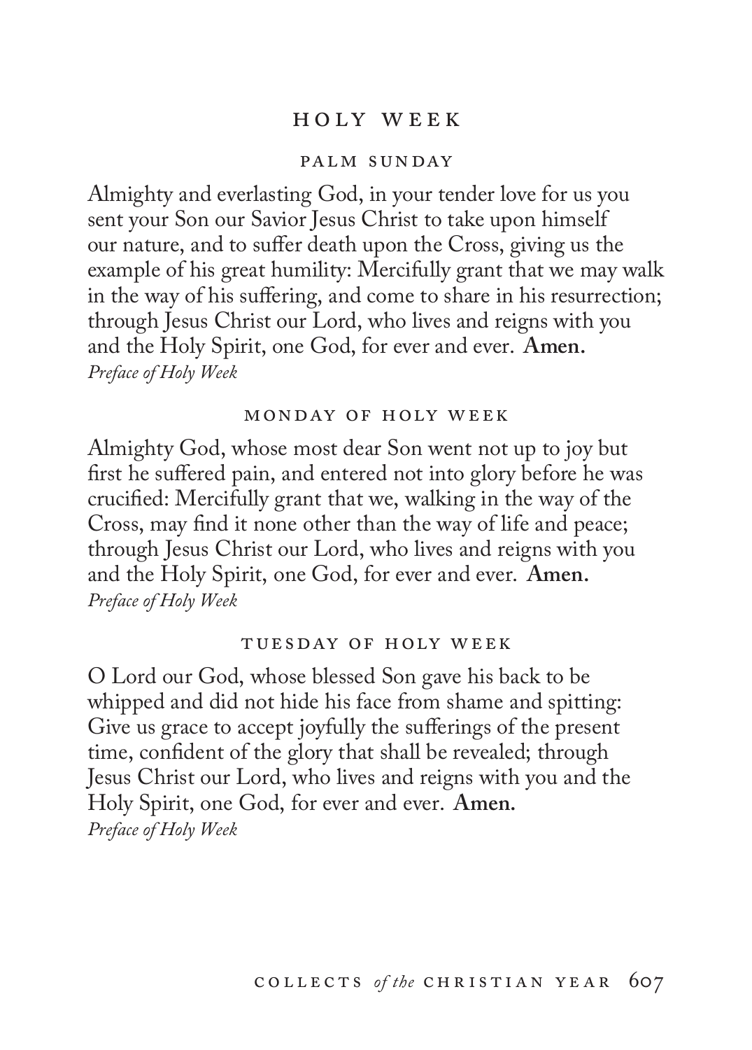# HOLY WEEK

## PALM SUNDAY

Almighty and everlasting God, in your tender love for us you sent your Son our Savior Jesus Christ to take upon himself our nature, and to suffer death upon the Cross, giving us the example of his great humility: Mercifully grant that we may walk in the way of his suffering, and come to share in his resurrection; through Jesus Christ our Lord, who lives and reigns with you and the Holy Spirit, one God, for ever and ever. **Amen.**
*Preface of Holy Week*

## MONDAY OF HOLY WEEK

Almighty God, whose most dear Son went not up to joy but first he suffered pain, and entered not into glory before he was crucified: Mercifully grant that we, walking in the way of the Cross, may find it none other than the way of life and peace; through Jesus Christ our Lord, who lives and reigns with you and the Holy Spirit, one God, for ever and ever. **Amen.**
*Preface of Holy Week*

## TUESDAY OF HOLY WEEK

O Lord our God, whose blessed Son gave his back to be whipped and did not hide his face from shame and spitting: Give us grace to accept joyfully the sufferings of the present time, confident of the glory that shall be revealed; through Jesus Christ our Lord, who lives and reigns with you and the Holy Spirit, one God, for ever and ever. **Amen.**
*Preface of Holy Week*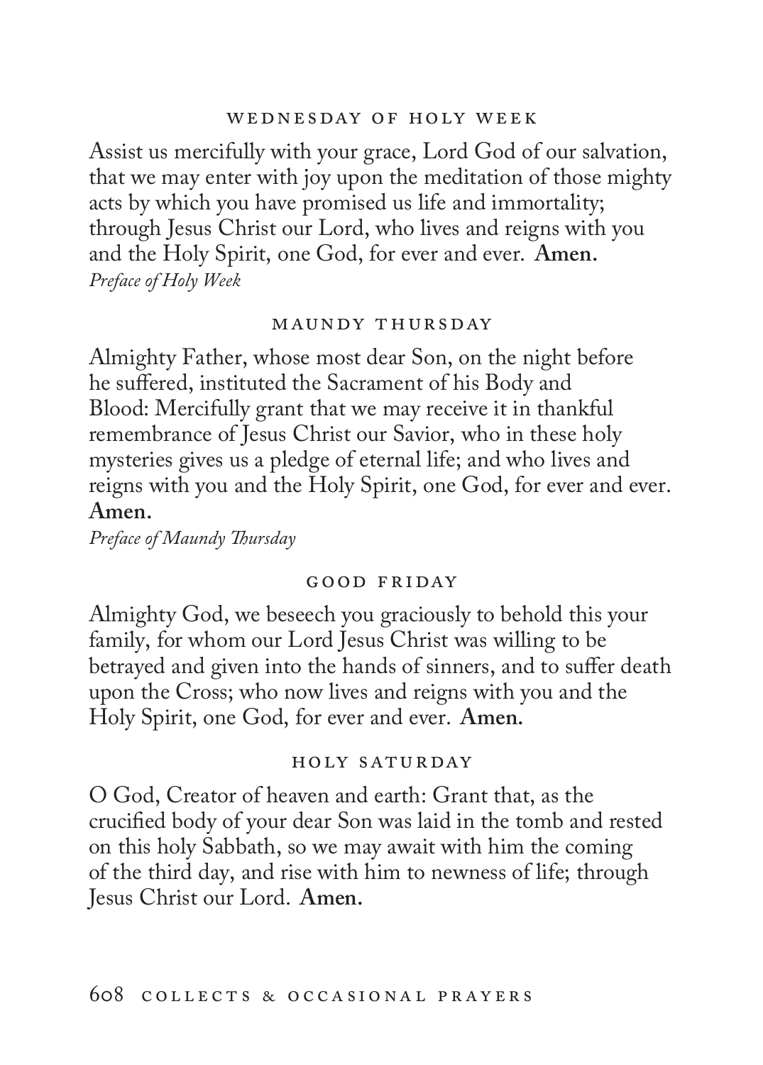### Wednesday of Holy Week

Assist us mercifully with your grace, Lord God of our salvation, that we may enter with joy upon the meditation of those mighty acts by which you have promised us life and immortality; through Jesus Christ our Lord, who lives and reigns with you and the Holy Spirit, one God, for ever and ever. **Amen.**
*Preface of Holy Week*

### Maundy Thursday

Almighty Father, whose most dear Son, on the night before he suffered, instituted the Sacrament of his Body and Blood: Mercifully grant that we may receive it in thankful remembrance of Jesus Christ our Savior, who in these holy mysteries gives us a pledge of eternal life; and who lives and reigns with you and the Holy Spirit, one God, for ever and ever. **Amen.**
*Preface of Maundy Thursday*

### Good Friday

Almighty God, we beseech you graciously to behold this your family, for whom our Lord Jesus Christ was willing to be betrayed and given into the hands of sinners, and to suffer death upon the Cross; who now lives and reigns with you and the Holy Spirit, one God, for ever and ever. **Amen.**

### Holy Saturday

O God, Creator of heaven and earth: Grant that, as the crucified body of your dear Son was laid in the tomb and rested on this holy Sabbath, so we may await with him the coming of the third day, and rise with him to newness of life; through Jesus Christ our Lord. **Amen.**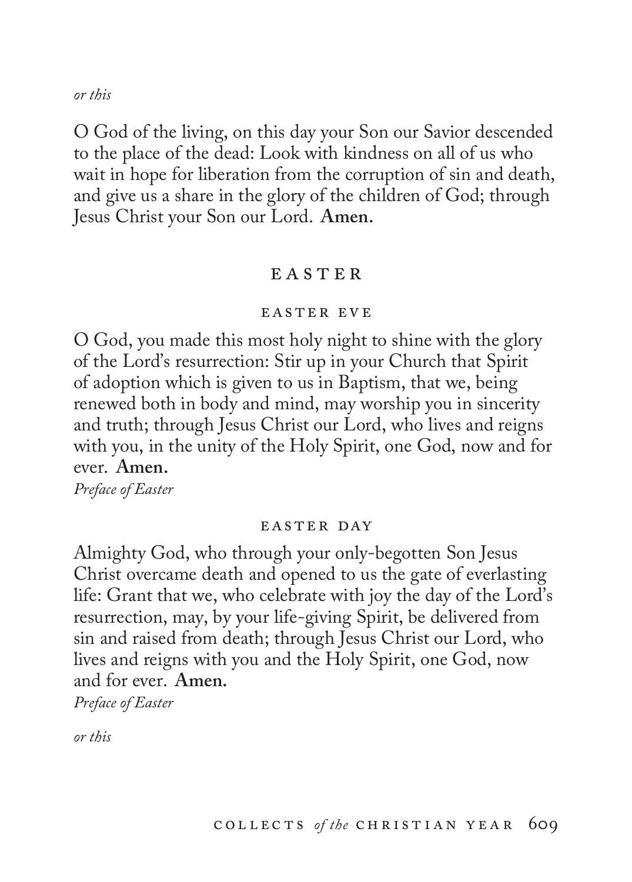*or this*

O God of the living, on this day your Son our Savior descended to the place of the dead: Look with kindness on all of us who wait in hope for liberation from the corruption of sin and death, and give us a share in the glory of the children of God; through Jesus Christ your Son our Lord. **Amen.**

## EASTER

### EASTER EVE

O God, you made this most holy night to shine with the glory of the Lord's resurrection: Stir up in your Church that Spirit of adoption which is given to us in Baptism, that we, being renewed both in body and mind, may worship you in sincerity and truth; through Jesus Christ our Lord, who lives and reigns with you, in the unity of the Holy Spirit, one God, now and for ever. **Amen.**

*Preface of Easter*

### EASTER DAY

Almighty God, who through your only-begotten Son Jesus Christ overcame death and opened to us the gate of everlasting life: Grant that we, who celebrate with joy the day of the Lord's resurrection, may, by your life-giving Spirit, be delivered from sin and raised from death; through Jesus Christ our Lord, who lives and reigns with you and the Holy Spirit, one God, now and for ever. **Amen.**

*Preface of Easter*

*or this*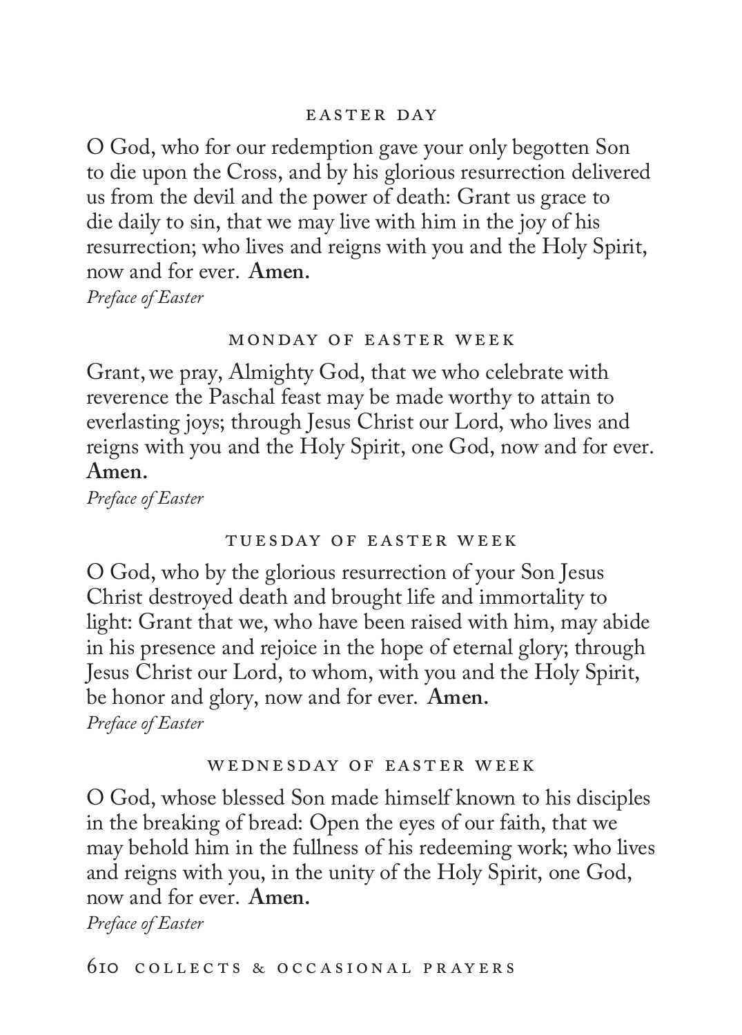## Easter Day

O God, who for our redemption gave your only begotten Son to die upon the Cross, and by his glorious resurrection delivered us from the devil and the power of death: Grant us grace to die daily to sin, that we may live with him in the joy of his resurrection; who lives and reigns with you and the Holy Spirit, now and for ever. **Amen.**

*Preface of Easter*

## Monday of Easter Week

Grant, we pray, Almighty God, that we who celebrate with reverence the Paschal feast may be made worthy to attain to everlasting joys; through Jesus Christ our Lord, who lives and reigns with you and the Holy Spirit, one God, now and for ever. **Amen.**

*Preface of Easter*

## Tuesday of Easter Week

O God, who by the glorious resurrection of your Son Jesus Christ destroyed death and brought life and immortality to light: Grant that we, who have been raised with him, may abide in his presence and rejoice in the hope of eternal glory; through Jesus Christ our Lord, to whom, with you and the Holy Spirit, be honor and glory, now and for ever. **Amen.**

*Preface of Easter*

## Wednesday of Easter Week

O God, whose blessed Son made himself known to his disciples in the breaking of bread: Open the eyes of our faith, that we may behold him in the fullness of his redeeming work; who lives and reigns with you, in the unity of the Holy Spirit, one God, now and for ever. **Amen.**

*Preface of Easter*